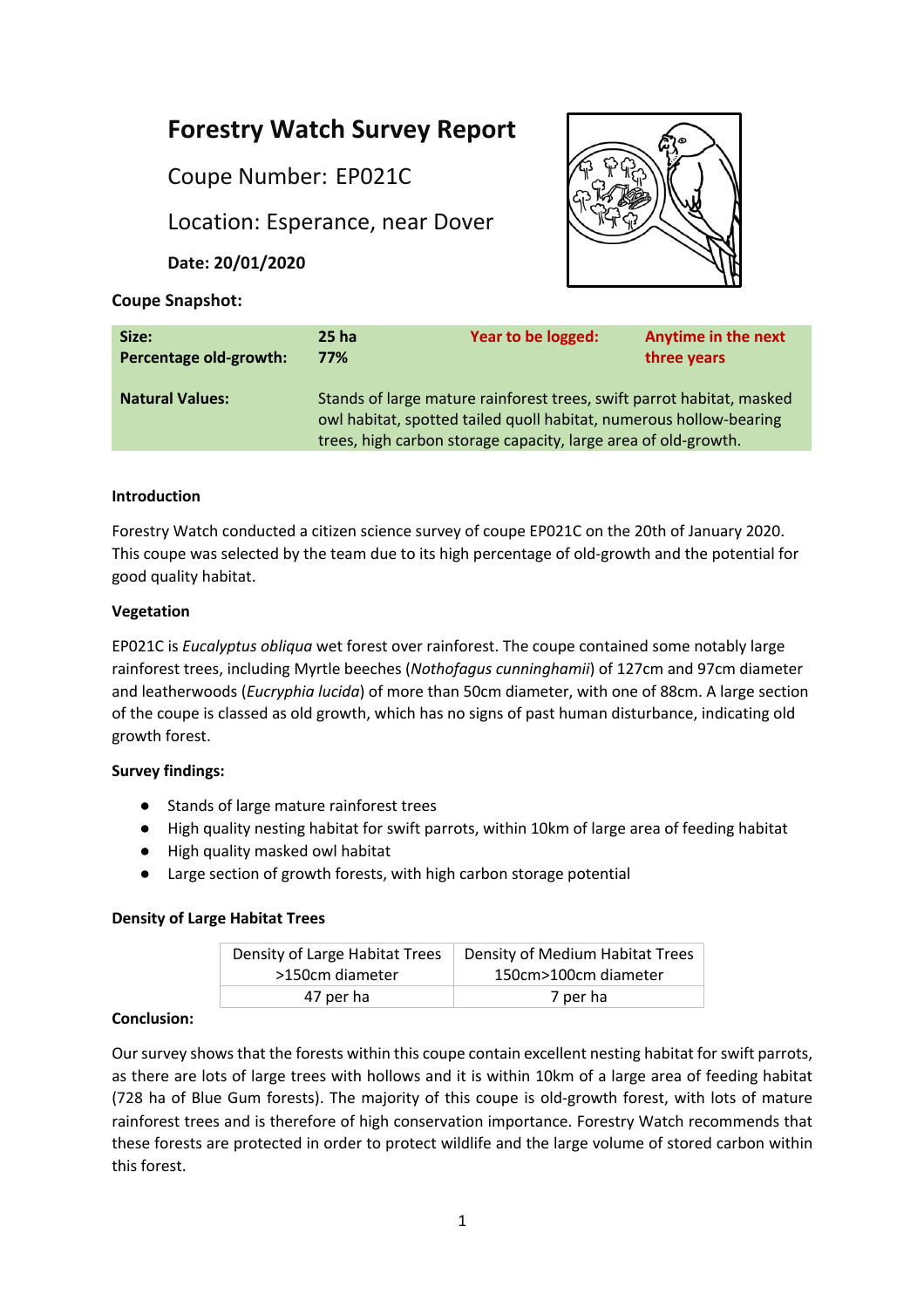# Forestry Watch Survey Report

Coupe Number: EP021C

Location: Esperance, near Dover

**Date: 20/01/2020**

**Coupe Snapshot:**

| | | | |
|---|---|---|---|
| **Size:** | **25 ha** | **Year to be logged:** | **Anytime in the next three years** |
| **Percentage old-growth:** | **77%** | | |
| **Natural Values:** | Stands of large mature rainforest trees, swift parrot habitat, masked owl habitat, spotted tailed quoll habitat, numerous hollow-bearing trees, high carbon storage capacity, large area of old-growth. | | |

**Introduction**

Forestry Watch conducted a citizen science survey of coupe EP021C on the 20th of January 2020. This coupe was selected by the team due to its high percentage of old-growth and the potential for good quality habitat.

**Vegetation**

EP021C is *Eucalyptus obliqua* wet forest over rainforest. The coupe contained some notably large rainforest trees, including Myrtle beeches (*Nothofagus cunninghamii*) of 127cm and 97cm diameter and leatherwoods (*Eucryphia lucida*) of more than 50cm diameter, with one of 88cm. A large section of the coupe is classed as old growth, which has no signs of past human disturbance, indicating old growth forest.

**Survey findings:**

- Stands of large mature rainforest trees
- High quality nesting habitat for swift parrots, within 10km of large area of feeding habitat
- High quality masked owl habitat
- Large section of growth forests, with high carbon storage potential

**Density of Large Habitat Trees**

| Density of Large Habitat Trees >150cm diameter | Density of Medium Habitat Trees 150cm>100cm diameter |
|---|---|
| 47 per ha | 7 per ha |

**Conclusion:**

Our survey shows that the forests within this coupe contain excellent nesting habitat for swift parrots, as there are lots of large trees with hollows and it is within 10km of a large area of feeding habitat (728 ha of Blue Gum forests). The majority of this coupe is old-growth forest, with lots of mature rainforest trees and is therefore of high conservation importance. Forestry Watch recommends that these forests are protected in order to protect wildlife and the large volume of stored carbon within this forest.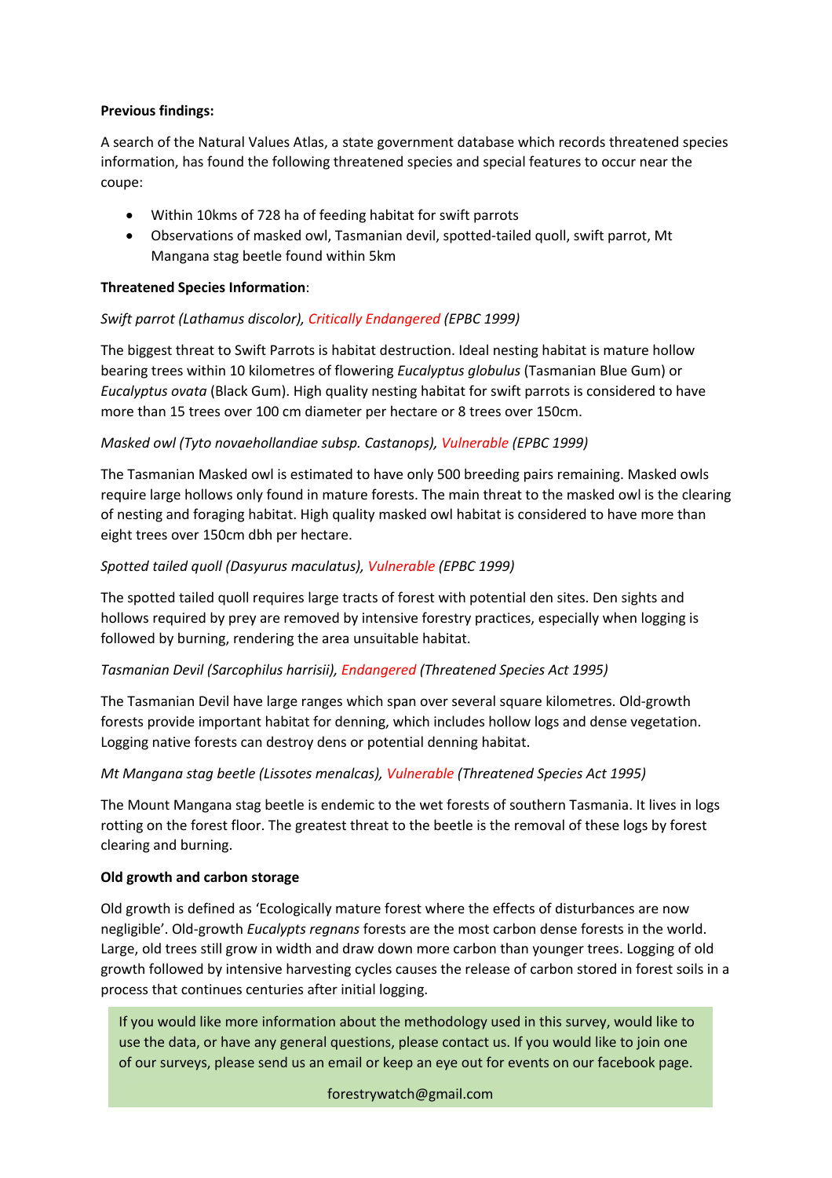**Previous findings:**

A search of the Natural Values Atlas, a state government database which records threatened species information, has found the following threatened species and special features to occur near the coupe:

- Within 10kms of 728 ha of feeding habitat for swift parrots
- Observations of masked owl, Tasmanian devil, spotted-tailed quoll, swift parrot, Mt Mangana stag beetle found within 5km

**Threatened Species Information**:

*Swift parrot (Lathamus discolor), Critically Endangered (EPBC 1999)*

The biggest threat to Swift Parrots is habitat destruction. Ideal nesting habitat is mature hollow bearing trees within 10 kilometres of flowering *Eucalyptus globulus* (Tasmanian Blue Gum) or *Eucalyptus ovata* (Black Gum). High quality nesting habitat for swift parrots is considered to have more than 15 trees over 100 cm diameter per hectare or 8 trees over 150cm.

*Masked owl (Tyto novaehollandiae subsp. Castanops), Vulnerable (EPBC 1999)*

The Tasmanian Masked owl is estimated to have only 500 breeding pairs remaining. Masked owls require large hollows only found in mature forests. The main threat to the masked owl is the clearing of nesting and foraging habitat. High quality masked owl habitat is considered to have more than eight trees over 150cm dbh per hectare.

*Spotted tailed quoll (Dasyurus maculatus), Vulnerable (EPBC 1999)*

The spotted tailed quoll requires large tracts of forest with potential den sites. Den sights and hollows required by prey are removed by intensive forestry practices, especially when logging is followed by burning, rendering the area unsuitable habitat.

*Tasmanian Devil (Sarcophilus harrisii), Endangered (Threatened Species Act 1995)*

The Tasmanian Devil have large ranges which span over several square kilometres. Old-growth forests provide important habitat for denning, which includes hollow logs and dense vegetation. Logging native forests can destroy dens or potential denning habitat.

*Mt Mangana stag beetle (Lissotes menalcas), Vulnerable (Threatened Species Act 1995)*

The Mount Mangana stag beetle is endemic to the wet forests of southern Tasmania. It lives in logs rotting on the forest floor. The greatest threat to the beetle is the removal of these logs by forest clearing and burning.

**Old growth and carbon storage**

Old growth is defined as 'Ecologically mature forest where the effects of disturbances are now negligible'. Old-growth *Eucalypts regnans* forests are the most carbon dense forests in the world. Large, old trees still grow in width and draw down more carbon than younger trees. Logging of old growth followed by intensive harvesting cycles causes the release of carbon stored in forest soils in a process that continues centuries after initial logging.

If you would like more information about the methodology used in this survey, would like to use the data, or have any general questions, please contact us. If you would like to join one of our surveys, please send us an email or keep an eye out for events on our facebook page.

forestrywatch@gmail.com